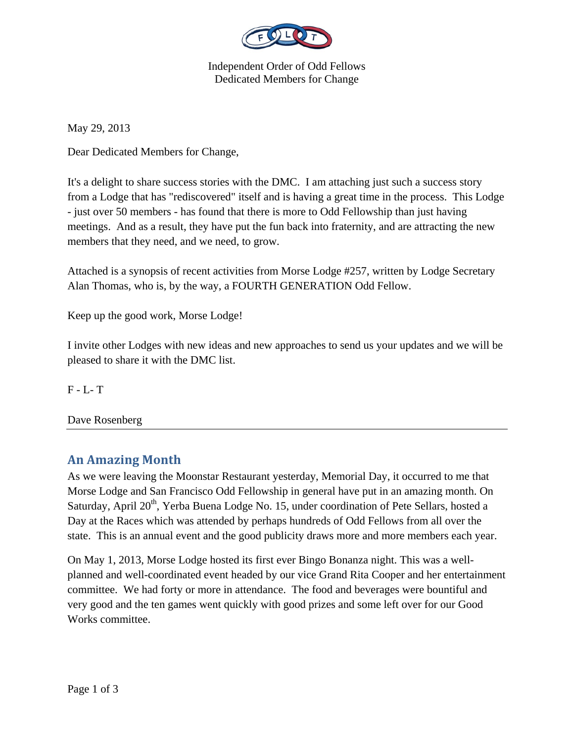Independent Order of Odd Fellows
Dedicated Members for Change

May 29, 2013

Dear Dedicated Members for Change,

It's a delight to share success stories with the DMC. I am attaching just such a success story from a Lodge that has "rediscovered" itself and is having a great time in the process. This Lodge - just over 50 members - has found that there is more to Odd Fellowship than just having meetings. And as a result, they have put the fun back into fraternity, and are attracting the new members that they need, and we need, to grow.

Attached is a synopsis of recent activities from Morse Lodge #257, written by Lodge Secretary Alan Thomas, who is, by the way, a FOURTH GENERATION Odd Fellow.

Keep up the good work, Morse Lodge!

I invite other Lodges with new ideas and new approaches to send us your updates and we will be pleased to share it with the DMC list.

F - L- T

Dave Rosenberg

---

## An Amazing Month

As we were leaving the Moonstar Restaurant yesterday, Memorial Day, it occurred to me that Morse Lodge and San Francisco Odd Fellowship in general have put in an amazing month. On Saturday, April 20th, Yerba Buena Lodge No. 15, under coordination of Pete Sellars, hosted a Day at the Races which was attended by perhaps hundreds of Odd Fellows from all over the state. This is an annual event and the good publicity draws more and more members each year.

On May 1, 2013, Morse Lodge hosted its first ever Bingo Bonanza night. This was a well-planned and well-coordinated event headed by our vice Grand Rita Cooper and her entertainment committee. We had forty or more in attendance. The food and beverages were bountiful and very good and the ten games went quickly with good prizes and some left over for our Good Works committee.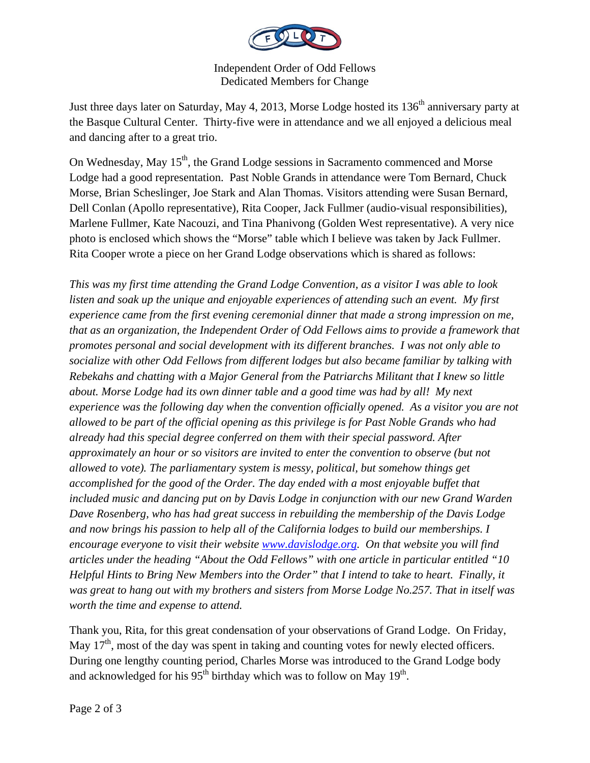Independent Order of Odd Fellows
Dedicated Members for Change

Just three days later on Saturday, May 4, 2013, Morse Lodge hosted its 136th anniversary party at the Basque Cultural Center. Thirty-five were in attendance and we all enjoyed a delicious meal and dancing after to a great trio.

On Wednesday, May 15th, the Grand Lodge sessions in Sacramento commenced and Morse Lodge had a good representation. Past Noble Grands in attendance were Tom Bernard, Chuck Morse, Brian Scheslinger, Joe Stark and Alan Thomas. Visitors attending were Susan Bernard, Dell Conlan (Apollo representative), Rita Cooper, Jack Fullmer (audio-visual responsibilities), Marlene Fullmer, Kate Nacouzi, and Tina Phanivong (Golden West representative). A very nice photo is enclosed which shows the "Morse" table which I believe was taken by Jack Fullmer. Rita Cooper wrote a piece on her Grand Lodge observations which is shared as follows:

*This was my first time attending the Grand Lodge Convention, as a visitor I was able to look listen and soak up the unique and enjoyable experiences of attending such an event. My first experience came from the first evening ceremonial dinner that made a strong impression on me, that as an organization, the Independent Order of Odd Fellows aims to provide a framework that promotes personal and social development with its different branches. I was not only able to socialize with other Odd Fellows from different lodges but also became familiar by talking with Rebekahs and chatting with a Major General from the Patriarchs Militant that I knew so little about. Morse Lodge had its own dinner table and a good time was had by all! My next experience was the following day when the convention officially opened. As a visitor you are not allowed to be part of the official opening as this privilege is for Past Noble Grands who had already had this special degree conferred on them with their special password. After approximately an hour or so visitors are invited to enter the convention to observe (but not allowed to vote). The parliamentary system is messy, political, but somehow things get accomplished for the good of the Order. The day ended with a most enjoyable buffet that included music and dancing put on by Davis Lodge in conjunction with our new Grand Warden Dave Rosenberg, who has had great success in rebuilding the membership of the Davis Lodge and now brings his passion to help all of the California lodges to build our memberships. I encourage everyone to visit their website [www.davislodge.org](http://www.davislodge.org). On that website you will find articles under the heading "About the Odd Fellows" with one article in particular entitled "10 Helpful Hints to Bring New Members into the Order" that I intend to take to heart. Finally, it was great to hang out with my brothers and sisters from Morse Lodge No.257. That in itself was worth the time and expense to attend.*

Thank you, Rita, for this great condensation of your observations of Grand Lodge. On Friday, May 17th, most of the day was spent in taking and counting votes for newly elected officers. During one lengthy counting period, Charles Morse was introduced to the Grand Lodge body and acknowledged for his 95th birthday which was to follow on May 19th.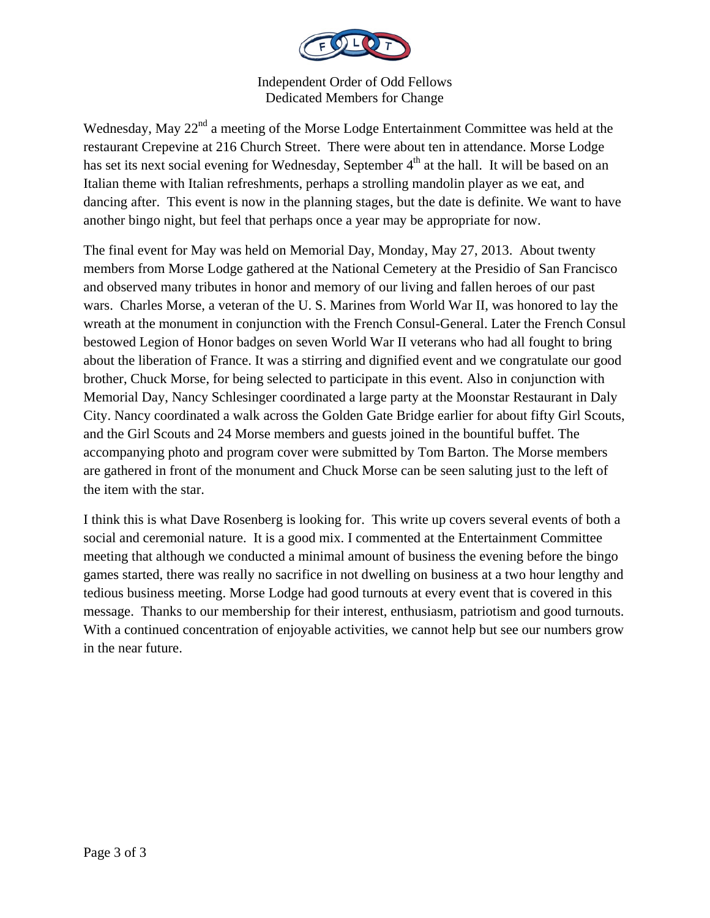Independent Order of Odd Fellows
Dedicated Members for Change

Wednesday, May 22nd a meeting of the Morse Lodge Entertainment Committee was held at the restaurant Crepevine at 216 Church Street. There were about ten in attendance. Morse Lodge has set its next social evening for Wednesday, September 4th at the hall. It will be based on an Italian theme with Italian refreshments, perhaps a strolling mandolin player as we eat, and dancing after. This event is now in the planning stages, but the date is definite. We want to have another bingo night, but feel that perhaps once a year may be appropriate for now.

The final event for May was held on Memorial Day, Monday, May 27, 2013. About twenty members from Morse Lodge gathered at the National Cemetery at the Presidio of San Francisco and observed many tributes in honor and memory of our living and fallen heroes of our past wars. Charles Morse, a veteran of the U. S. Marines from World War II, was honored to lay the wreath at the monument in conjunction with the French Consul-General. Later the French Consul bestowed Legion of Honor badges on seven World War II veterans who had all fought to bring about the liberation of France. It was a stirring and dignified event and we congratulate our good brother, Chuck Morse, for being selected to participate in this event. Also in conjunction with Memorial Day, Nancy Schlesinger coordinated a large party at the Moonstar Restaurant in Daly City. Nancy coordinated a walk across the Golden Gate Bridge earlier for about fifty Girl Scouts, and the Girl Scouts and 24 Morse members and guests joined in the bountiful buffet. The accompanying photo and program cover were submitted by Tom Barton. The Morse members are gathered in front of the monument and Chuck Morse can be seen saluting just to the left of the item with the star.

I think this is what Dave Rosenberg is looking for. This write up covers several events of both a social and ceremonial nature. It is a good mix. I commented at the Entertainment Committee meeting that although we conducted a minimal amount of business the evening before the bingo games started, there was really no sacrifice in not dwelling on business at a two hour lengthy and tedious business meeting. Morse Lodge had good turnouts at every event that is covered in this message. Thanks to our membership for their interest, enthusiasm, patriotism and good turnouts. With a continued concentration of enjoyable activities, we cannot help but see our numbers grow in the near future.